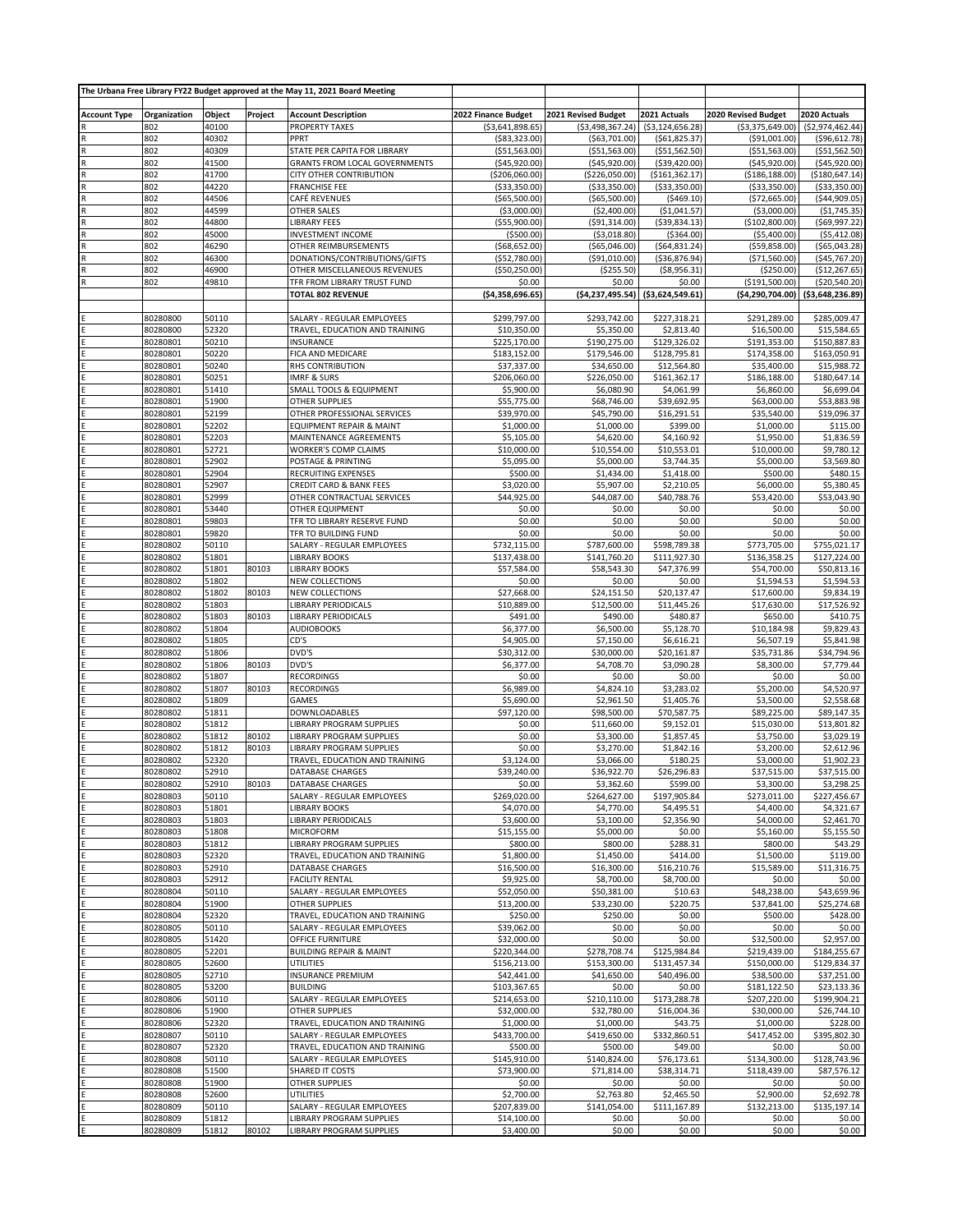**The Urbana Free Library FY22 Budget approved at the May 11, 2021 Board Meeting**

| Account Type | Organization | Object | Project | Account Description | 2022 Finance Budget | 2021 Revised Budget | 2021 Actuals | 2020 Revised Budget | 2020 Actuals |
|---|---|---|---|---|---|---|---|---|---|
| R | 802 | 40100 | | PROPERTY TAXES | ($3,641,898.65) | ($3,498,367.24) | ($3,124,656.28) | ($3,375,649.00) | ($2,974,462.44) |
| R | 802 | 40302 | | PPRT | ($83,323.00) | ($63,701.00) | ($61,825.37) | ($91,001.00) | ($96,612.78) |
| R | 802 | 40309 | | STATE PER CAPITA FOR LIBRARY | ($51,563.00) | ($51,563.00) | ($51,562.50) | ($51,563.00) | ($51,562.50) |
| R | 802 | 41500 | | GRANTS FROM LOCAL GOVERNMENTS | ($45,920.00) | ($45,920.00) | ($39,420.00) | ($45,920.00) | ($45,920.00) |
| R | 802 | 41700 | | CITY OTHER CONTRIBUTION | ($206,060.00) | ($226,050.00) | ($161,362.17) | ($186,188.00) | ($180,647.14) |
| R | 802 | 44220 | | FRANCHISE FEE | ($33,350.00) | ($33,350.00) | ($33,350.00) | ($33,350.00) | ($33,350.00) |
| R | 802 | 44506 | | CAFÉ REVENUES | ($65,500.00) | ($65,500.00) | ($469.10) | ($72,665.00) | ($44,909.05) |
| R | 802 | 44599 | | OTHER SALES | ($3,000.00) | ($2,400.00) | ($1,041.57) | ($3,000.00) | ($1,745.35) |
| R | 802 | 44800 | | LIBRARY FEES | ($55,900.00) | ($91,314.00) | ($39,834.13) | ($102,800.00) | ($69,997.22) |
| R | 802 | 45000 | | INVESTMENT INCOME | ($500.00) | ($3,018.80) | ($364.00) | ($5,400.00) | ($5,412.08) |
| R | 802 | 46290 | | OTHER REIMBURSEMENTS | ($68,652.00) | ($65,046.00) | ($64,831.24) | ($59,858.00) | ($65,043.28) |
| R | 802 | 46300 | | DONATIONS/CONTRIBUTIONS/GIFTS | ($52,780.00) | ($91,010.00) | ($36,876.94) | ($71,560.00) | ($45,767.20) |
| R | 802 | 46900 | | OTHER MISCELLANEOUS REVENUES | ($50,250.00) | ($255.50) | ($8,956.31) | ($250.00) | ($12,267.65) |
| R | 802 | 49810 | | TFR FROM LIBRARY TRUST FUND | $0.00 | $0.00 | $0.00 | ($191,500.00) | ($20,540.20) |
| | | | | **TOTAL 802 REVENUE** | **($4,358,696.65)** | **($4,237,495.54)** | **($3,624,549.61)** | **($4,290,704.00)** | **($3,648,236.89)** |
| | | | | | | | | | |
| E | 80280800 | 50110 | | SALARY - REGULAR EMPLOYEES | $299,797.00 | $293,742.00 | $227,318.21 | $291,289.00 | $285,009.47 |
| E | 80280800 | 52320 | | TRAVEL, EDUCATION AND TRAINING | $10,350.00 | $5,350.00 | $2,813.40 | $16,500.00 | $15,584.65 |
| E | 80280801 | 50210 | | INSURANCE | $225,170.00 | $190,275.00 | $129,326.02 | $191,353.00 | $150,887.83 |
| E | 80280801 | 50220 | | FICA AND MEDICARE | $183,152.00 | $179,546.00 | $128,795.81 | $174,358.00 | $163,050.91 |
| E | 80280801 | 50240 | | RHS CONTRIBUTION | $37,337.00 | $34,650.00 | $12,564.80 | $35,400.00 | $15,988.72 |
| E | 80280801 | 50251 | | IMRF & SURS | $206,060.00 | $226,050.00 | $161,362.17 | $186,188.00 | $180,647.14 |
| E | 80280801 | 51410 | | SMALL TOOLS & EQUIPMENT | $5,900.00 | $6,080.90 | $4,061.99 | $6,860.00 | $6,699.04 |
| E | 80280801 | 51900 | | OTHER SUPPLIES | $55,775.00 | $68,746.00 | $39,692.95 | $63,000.00 | $53,883.98 |
| E | 80280801 | 52199 | | OTHER PROFESSIONAL SERVICES | $39,970.00 | $45,790.00 | $16,291.51 | $35,540.00 | $19,096.37 |
| E | 80280801 | 52202 | | EQUIPMENT REPAIR & MAINT | $1,000.00 | $1,000.00 | $399.00 | $1,000.00 | $115.00 |
| E | 80280801 | 52203 | | MAINTENANCE AGREEMENTS | $5,105.00 | $4,620.00 | $4,160.92 | $1,950.00 | $1,836.59 |
| E | 80280801 | 52721 | | WORKER'S COMP CLAIMS | $10,000.00 | $10,554.00 | $10,553.01 | $10,000.00 | $9,780.12 |
| E | 80280801 | 52902 | | POSTAGE & PRINTING | $5,095.00 | $5,000.00 | $3,744.35 | $5,000.00 | $3,569.80 |
| E | 80280801 | 52904 | | RECRUITING EXPENSES | $500.00 | $1,434.00 | $1,418.00 | $500.00 | $480.15 |
| E | 80280801 | 52907 | | CREDIT CARD & BANK FEES | $3,020.00 | $5,907.00 | $2,210.05 | $6,000.00 | $5,380.45 |
| E | 80280801 | 52999 | | OTHER CONTRACTUAL SERVICES | $44,925.00 | $44,087.00 | $40,788.76 | $53,420.00 | $53,043.90 |
| E | 80280801 | 53440 | | OTHER EQUIPMENT | $0.00 | $0.00 | $0.00 | $0.00 | $0.00 |
| E | 80280801 | 59803 | | TFR TO LIBRARY RESERVE FUND | $0.00 | $0.00 | $0.00 | $0.00 | $0.00 |
| E | 80280801 | 59820 | | TFR TO BUILDING FUND | $0.00 | $0.00 | $0.00 | $0.00 | $0.00 |
| E | 80280802 | 50110 | | SALARY - REGULAR EMPLOYEES | $732,115.00 | $787,600.00 | $598,789.38 | $773,705.00 | $755,021.17 |
| E | 80280802 | 51801 | | LIBRARY BOOKS | $137,438.00 | $141,760.20 | $111,927.30 | $136,358.25 | $127,224.00 |
| E | 80280802 | 51801 | 80103 | LIBRARY BOOKS | $57,584.00 | $58,543.30 | $47,376.99 | $54,700.00 | $50,813.16 |
| E | 80280802 | 51802 | | NEW COLLECTIONS | $0.00 | $0.00 | $0.00 | $1,594.53 | $1,594.53 |
| E | 80280802 | 51802 | 80103 | NEW COLLECTIONS | $27,668.00 | $24,151.50 | $20,137.47 | $17,600.00 | $9,834.19 |
| E | 80280802 | 51803 | | LIBRARY PERIODICALS | $10,889.00 | $12,500.00 | $11,445.26 | $17,630.00 | $17,526.92 |
| E | 80280802 | 51803 | 80103 | LIBRARY PERIODICALS | $491.00 | $490.00 | $480.87 | $650.00 | $410.75 |
| E | 80280802 | 51804 | | AUDIOBOOKS | $6,377.00 | $6,500.00 | $5,128.70 | $10,184.98 | $9,829.43 |
| E | 80280802 | 51805 | | CD'S | $4,905.00 | $7,150.00 | $6,616.21 | $6,507.19 | $5,841.98 |
| E | 80280802 | 51806 | | DVD'S | $30,312.00 | $30,000.00 | $20,161.87 | $35,731.86 | $34,794.96 |
| E | 80280802 | 51806 | 80103 | DVD'S | $6,377.00 | $4,708.70 | $3,090.28 | $8,300.00 | $7,779.44 |
| E | 80280802 | 51807 | | RECORDINGS | $0.00 | $0.00 | $0.00 | $0.00 | $0.00 |
| E | 80280802 | 51807 | 80103 | RECORDINGS | $6,989.00 | $4,824.10 | $3,283.02 | $5,200.00 | $4,520.97 |
| E | 80280802 | 51809 | | GAMES | $5,690.00 | $2,961.50 | $1,405.76 | $3,500.00 | $2,558.68 |
| E | 80280802 | 51811 | | DOWNLOADABLES | $97,120.00 | $98,500.00 | $70,587.75 | $89,225.00 | $89,147.35 |
| E | 80280802 | 51812 | | LIBRARY PROGRAM SUPPLIES | $0.00 | $11,660.00 | $9,152.01 | $15,030.00 | $13,801.82 |
| E | 80280802 | 51812 | 80102 | LIBRARY PROGRAM SUPPLIES | $0.00 | $3,300.00 | $1,857.45 | $3,750.00 | $3,029.19 |
| E | 80280802 | 51812 | 80103 | LIBRARY PROGRAM SUPPLIES | $0.00 | $3,270.00 | $1,842.16 | $3,200.00 | $2,612.96 |
| E | 80280802 | 52320 | | TRAVEL, EDUCATION AND TRAINING | $3,124.00 | $3,066.00 | $180.25 | $3,000.00 | $1,902.23 |
| E | 80280802 | 52910 | | DATABASE CHARGES | $39,240.00 | $36,922.70 | $26,296.83 | $37,515.00 | $37,515.00 |
| E | 80280802 | 52910 | 80103 | DATABASE CHARGES | $0.00 | $3,362.60 | $599.00 | $3,300.00 | $3,298.25 |
| E | 80280803 | 50110 | | SALARY - REGULAR EMPLOYEES | $269,020.00 | $264,627.00 | $197,905.84 | $273,011.00 | $227,456.67 |
| E | 80280803 | 51801 | | LIBRARY BOOKS | $4,070.00 | $4,770.00 | $4,495.51 | $4,400.00 | $4,321.67 |
| E | 80280803 | 51803 | | LIBRARY PERIODICALS | $3,600.00 | $3,100.00 | $2,356.90 | $4,000.00 | $2,461.70 |
| E | 80280803 | 51808 | | MICROFORM | $15,155.00 | $5,000.00 | $0.00 | $5,160.00 | $5,155.50 |
| E | 80280803 | 51812 | | LIBRARY PROGRAM SUPPLIES | $800.00 | $800.00 | $288.31 | $800.00 | $43.29 |
| E | 80280803 | 52320 | | TRAVEL, EDUCATION AND TRAINING | $1,800.00 | $1,450.00 | $414.00 | $1,500.00 | $119.00 |
| E | 80280803 | 52910 | | DATABASE CHARGES | $16,500.00 | $16,300.00 | $16,210.76 | $15,589.00 | $11,316.75 |
| E | 80280803 | 52912 | | FACILITY RENTAL | $9,925.00 | $8,700.00 | $8,700.00 | $0.00 | $0.00 |
| E | 80280804 | 50110 | | SALARY - REGULAR EMPLOYEES | $52,050.00 | $50,381.00 | $10.63 | $48,238.00 | $43,659.96 |
| E | 80280804 | 51900 | | OTHER SUPPLIES | $13,200.00 | $33,230.00 | $220.75 | $37,841.00 | $25,274.68 |
| E | 80280804 | 52320 | | TRAVEL, EDUCATION AND TRAINING | $250.00 | $250.00 | $0.00 | $500.00 | $428.00 |
| E | 80280805 | 50110 | | SALARY - REGULAR EMPLOYEES | $39,062.00 | $0.00 | $0.00 | $0.00 | $0.00 |
| E | 80280805 | 51420 | | OFFICE FURNITURE | $32,000.00 | $0.00 | $0.00 | $32,500.00 | $2,957.00 |
| E | 80280805 | 52201 | | BUILDING REPAIR & MAINT | $220,344.00 | $278,708.74 | $125,984.84 | $219,439.00 | $184,255.67 |
| E | 80280805 | 52600 | | UTILITIES | $156,213.00 | $153,300.00 | $131,457.34 | $150,000.00 | $129,834.37 |
| E | 80280805 | 52710 | | INSURANCE PREMIUM | $42,441.00 | $41,650.00 | $40,496.00 | $38,500.00 | $37,251.00 |
| E | 80280805 | 53200 | | BUILDING | $103,367.65 | $0.00 | $0.00 | $181,122.50 | $23,133.36 |
| E | 80280806 | 50110 | | SALARY - REGULAR EMPLOYEES | $214,653.00 | $210,110.00 | $173,288.78 | $207,220.00 | $199,904.21 |
| E | 80280806 | 51900 | | OTHER SUPPLIES | $32,000.00 | $32,780.00 | $16,004.36 | $30,000.00 | $26,744.10 |
| E | 80280806 | 52320 | | TRAVEL, EDUCATION AND TRAINING | $1,000.00 | $1,000.00 | $43.75 | $1,000.00 | $228.00 |
| E | 80280807 | 50110 | | SALARY - REGULAR EMPLOYEES | $433,700.00 | $419,650.00 | $332,860.51 | $417,452.00 | $395,802.30 |
| E | 80280807 | 52320 | | TRAVEL, EDUCATION AND TRAINING | $500.00 | $500.00 | $49.00 | $0.00 | $0.00 |
| E | 80280808 | 50110 | | SALARY - REGULAR EMPLOYEES | $145,910.00 | $140,824.00 | $76,173.61 | $134,300.00 | $128,743.96 |
| E | 80280808 | 51500 | | SHARED IT COSTS | $73,900.00 | $71,814.00 | $38,314.71 | $118,439.00 | $87,576.12 |
| E | 80280808 | 51900 | | OTHER SUPPLIES | $0.00 | $0.00 | $0.00 | $0.00 | $0.00 |
| E | 80280808 | 52600 | | UTILITIES | $2,700.00 | $2,763.80 | $2,465.50 | $2,900.00 | $2,692.78 |
| E | 80280809 | 50110 | | SALARY - REGULAR EMPLOYEES | $207,839.00 | $141,054.00 | $111,167.89 | $132,213.00 | $135,197.14 |
| E | 80280809 | 51812 | | LIBRARY PROGRAM SUPPLIES | $14,100.00 | $0.00 | $0.00 | $0.00 | $0.00 |
| E | 80280809 | 51812 | 80102 | LIBRARY PROGRAM SUPPLIES | $3,400.00 | $0.00 | $0.00 | $0.00 | $0.00 |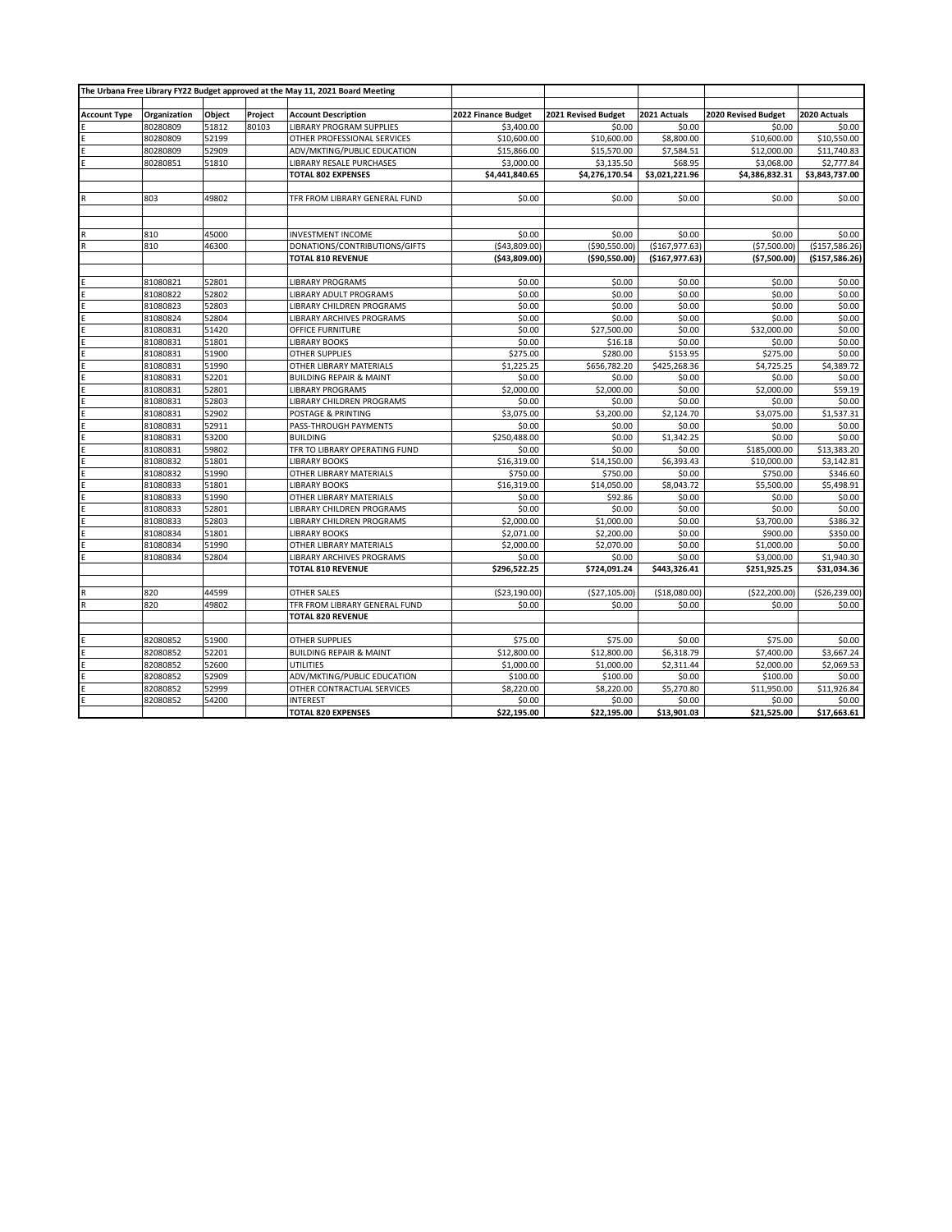| The Urbana Free Library FY22 Budget approved at the May 11, 2021 Board Meeting | | | | | | | | | |
|---|---|---|---|---|---|---|---|---|---|
| **Account Type** | **Organization** | **Object** | **Project** | **Account Description** | **2022 Finance Budget** | **2021 Revised Budget** | **2021 Actuals** | **2020 Revised Budget** | **2020 Actuals** |
| E | 80280809 | 51812 | 80103 | LIBRARY PROGRAM SUPPLIES | $3,400.00 | $0.00 | $0.00 | $0.00 | $0.00 |
| E | 80280809 | 52199 | | OTHER PROFESSIONAL SERVICES | $10,600.00 | $10,600.00 | $8,800.00 | $10,600.00 | $10,550.00 |
| E | 80280809 | 52909 | | ADV/MKTING/PUBLIC EDUCATION | $15,866.00 | $15,570.00 | $7,584.51 | $12,000.00 | $11,740.83 |
| E | 80280851 | 51810 | | LIBRARY RESALE PURCHASES | $3,000.00 | $3,135.50 | $68.95 | $3,068.00 | $2,777.84 |
| | | | | **TOTAL 802 EXPENSES** | **$4,441,840.65** | **$4,276,170.54** | **$3,021,221.96** | **$4,386,832.31** | **$3,843,737.00** |
| | | | | | | | | | |
| R | 803 | 49802 | | TFR FROM LIBRARY GENERAL FUND | $0.00 | $0.00 | $0.00 | $0.00 | $0.00 |
| | | | | | | | | | |
| R | 810 | 45000 | | INVESTMENT INCOME | $0.00 | $0.00 | $0.00 | $0.00 | $0.00 |
| R | 810 | 46300 | | DONATIONS/CONTRIBUTIONS/GIFTS | ($43,809.00) | ($90,550.00) | ($167,977.63) | ($7,500.00) | ($157,586.26) |
| | | | | **TOTAL 810 REVENUE** | **($43,809.00)** | **($90,550.00)** | **($167,977.63)** | **($7,500.00)** | **($157,586.26)** |
| | | | | | | | | | |
| E | 81080821 | 52801 | | LIBRARY PROGRAMS | $0.00 | $0.00 | $0.00 | $0.00 | $0.00 |
| E | 81080822 | 52802 | | LIBRARY ADULT PROGRAMS | $0.00 | $0.00 | $0.00 | $0.00 | $0.00 |
| E | 81080823 | 52803 | | LIBRARY CHILDREN PROGRAMS | $0.00 | $0.00 | $0.00 | $0.00 | $0.00 |
| E | 81080824 | 52804 | | LIBRARY ARCHIVES PROGRAMS | $0.00 | $0.00 | $0.00 | $0.00 | $0.00 |
| E | 81080831 | 51420 | | OFFICE FURNITURE | $0.00 | $27,500.00 | $0.00 | $32,000.00 | $0.00 |
| E | 81080831 | 51801 | | LIBRARY BOOKS | $0.00 | $16.18 | $0.00 | $0.00 | $0.00 |
| E | 81080831 | 51900 | | OTHER SUPPLIES | $275.00 | $280.00 | $153.95 | $275.00 | $0.00 |
| E | 81080831 | 51990 | | OTHER LIBRARY MATERIALS | $1,225.25 | $656,782.20 | $425,268.36 | $4,725.25 | $4,389.72 |
| E | 81080831 | 52201 | | BUILDING REPAIR & MAINT | $0.00 | $0.00 | $0.00 | $0.00 | $0.00 |
| E | 81080831 | 52801 | | LIBRARY PROGRAMS | $2,000.00 | $2,000.00 | $0.00 | $2,000.00 | $59.19 |
| E | 81080831 | 52803 | | LIBRARY CHILDREN PROGRAMS | $0.00 | $0.00 | $0.00 | $0.00 | $0.00 |
| E | 81080831 | 52902 | | POSTAGE & PRINTING | $3,075.00 | $3,200.00 | $2,124.70 | $3,075.00 | $1,537.31 |
| E | 81080831 | 52911 | | PASS-THROUGH PAYMENTS | $0.00 | $0.00 | $0.00 | $0.00 | $0.00 |
| E | 81080831 | 53200 | | BUILDING | $250,488.00 | $0.00 | $1,342.25 | $0.00 | $0.00 |
| E | 81080831 | 59802 | | TFR TO LIBRARY OPERATING FUND | $0.00 | $0.00 | $0.00 | $185,000.00 | $13,383.20 |
| E | 81080832 | 51801 | | LIBRARY BOOKS | $16,319.00 | $14,150.00 | $6,393.43 | $10,000.00 | $3,142.81 |
| E | 81080832 | 51990 | | OTHER LIBRARY MATERIALS | $750.00 | $750.00 | $0.00 | $750.00 | $346.60 |
| E | 81080833 | 51801 | | LIBRARY BOOKS | $16,319.00 | $14,050.00 | $8,043.72 | $5,500.00 | $5,498.91 |
| E | 81080833 | 51990 | | OTHER LIBRARY MATERIALS | $0.00 | $92.86 | $0.00 | $0.00 | $0.00 |
| E | 81080833 | 52801 | | LIBRARY CHILDREN PROGRAMS | $0.00 | $0.00 | $0.00 | $0.00 | $0.00 |
| E | 81080833 | 52803 | | LIBRARY CHILDREN PROGRAMS | $2,000.00 | $1,000.00 | $0.00 | $3,700.00 | $386.32 |
| E | 81080834 | 51801 | | LIBRARY BOOKS | $2,071.00 | $2,200.00 | $0.00 | $900.00 | $350.00 |
| E | 81080834 | 51990 | | OTHER LIBRARY MATERIALS | $2,000.00 | $2,070.00 | $0.00 | $1,000.00 | $0.00 |
| E | 81080834 | 52804 | | LIBRARY ARCHIVES PROGRAMS | $0.00 | $0.00 | $0.00 | $3,000.00 | $1,940.30 |
| | | | | **TOTAL 810 REVENUE** | **$296,522.25** | **$724,091.24** | **$443,326.41** | **$251,925.25** | **$31,034.36** |
| | | | | | | | | | |
| R | 820 | 44599 | | OTHER SALES | ($23,190.00) | ($27,105.00) | ($18,080.00) | ($22,200.00) | ($26,239.00) |
| R | 820 | 49802 | | TFR FROM LIBRARY GENERAL FUND | $0.00 | $0.00 | $0.00 | $0.00 | $0.00 |
| | | | | **TOTAL 820 REVENUE** | | | | | |
| | | | | | | | | | |
| E | 82080852 | 51900 | | OTHER SUPPLIES | $75.00 | $75.00 | $0.00 | $75.00 | $0.00 |
| E | 82080852 | 52201 | | BUILDING REPAIR & MAINT | $12,800.00 | $12,800.00 | $6,318.79 | $7,400.00 | $3,667.24 |
| E | 82080852 | 52600 | | UTILITIES | $1,000.00 | $1,000.00 | $2,311.44 | $2,000.00 | $2,069.53 |
| E | 82080852 | 52909 | | ADV/MKTING/PUBLIC EDUCATION | $100.00 | $100.00 | $0.00 | $100.00 | $0.00 |
| E | 82080852 | 52999 | | OTHER CONTRACTUAL SERVICES | $8,220.00 | $8,220.00 | $5,270.80 | $11,950.00 | $11,926.84 |
| E | 82080852 | 54200 | | INTEREST | $0.00 | $0.00 | $0.00 | $0.00 | $0.00 |
| | | | | **TOTAL 820 EXPENSES** | **$22,195.00** | **$22,195.00** | **$13,901.03** | **$21,525.00** | **$17,663.61** |